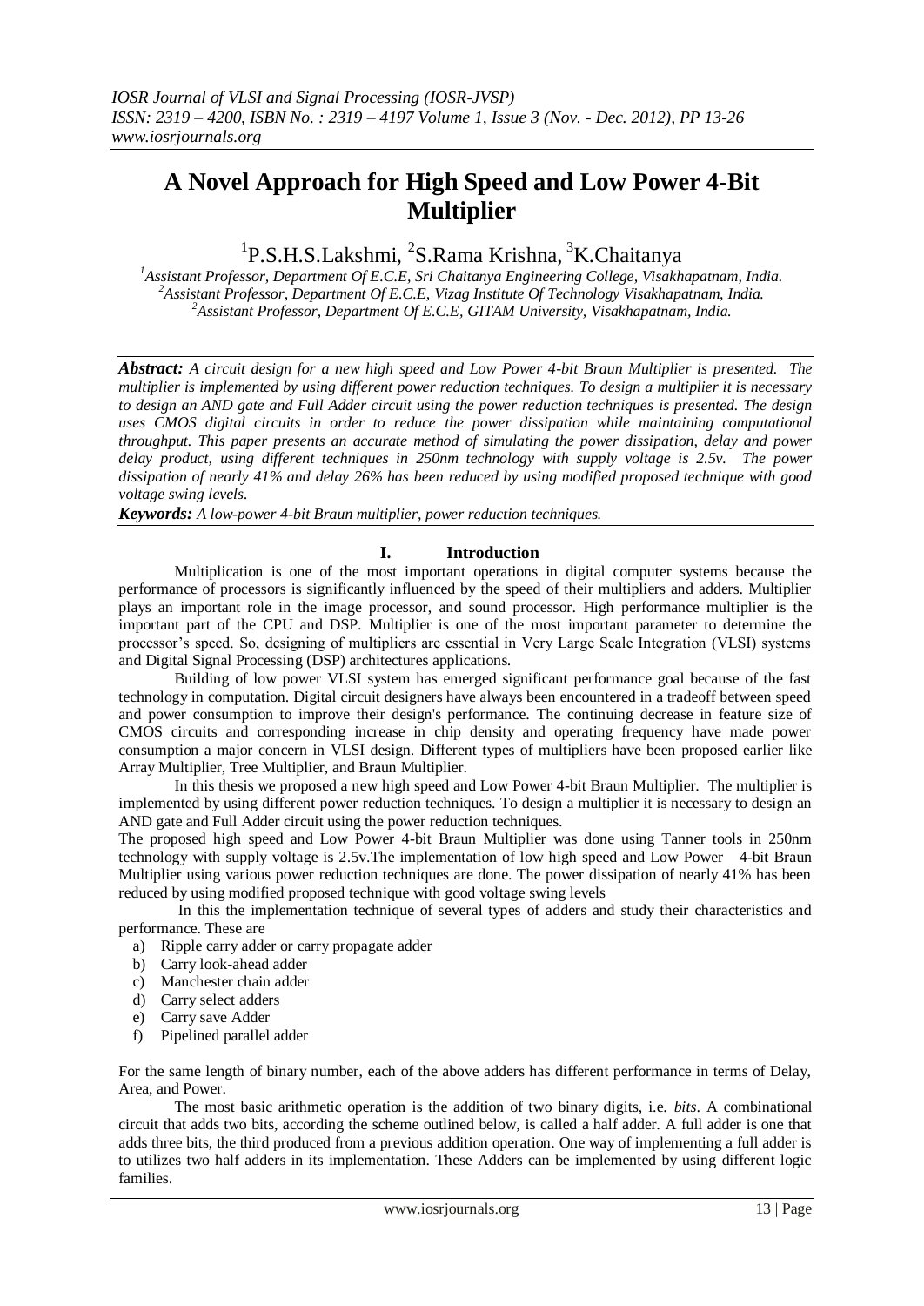// IOSR Journal of VLSI and Signal Processing (IOSR-JVSP)
ISSN: 2319 – 4200, ISBN No. : 2319 – 4197 Volume 1, Issue 3 (Nov. - Dec. 2012), PP 13-26
www.iosrjournals.org

# A Novel Approach for High Speed and Low Power 4-Bit Multiplier

[1]P.S.H.S.Lakshmi, [2]S.Rama Krishna, [3]K.Chaitanya

[1]*Assistant Professor, Department Of E.C.E, Sri Chaitanya Engineering College, Visakhapatnam, India.*
[2]*Assistant Professor, Department Of E.C.E, Vizag Institute Of Technology Visakhapatnam, India.*
[2]*Assistant Professor, Department Of E.C.E, GITAM University, Visakhapatnam, India.*

***Abstract:*** *A circuit design for a new high speed and Low Power 4-bit Braun Multiplier is presented. The multiplier is implemented by using different power reduction techniques. To design a multiplier it is necessary to design an AND gate and Full Adder circuit using the power reduction techniques is presented. The design uses CMOS digital circuits in order to reduce the power dissipation while maintaining computational throughput. This paper presents an accurate method of simulating the power dissipation, delay and power delay product, using different techniques in 250nm technology with supply voltage is 2.5v. The power dissipation of nearly 41% and delay 26% has been reduced by using modified proposed technique with good voltage swing levels.*

***Keywords:*** *A low-power 4-bit Braun multiplier, power reduction techniques.*

## I. Introduction

Multiplication is one of the most important operations in digital computer systems because the performance of processors is significantly influenced by the speed of their multipliers and adders. Multiplier plays an important role in the image processor, and sound processor. High performance multiplier is the important part of the CPU and DSP. Multiplier is one of the most important parameter to determine the processor's speed. So, designing of multipliers are essential in Very Large Scale Integration (VLSI) systems and Digital Signal Processing (DSP) architectures applications.

Building of low power VLSI system has emerged significant performance goal because of the fast technology in computation. Digital circuit designers have always been encountered in a tradeoff between speed and power consumption to improve their design's performance. The continuing decrease in feature size of CMOS circuits and corresponding increase in chip density and operating frequency have made power consumption a major concern in VLSI design. Different types of multipliers have been proposed earlier like Array Multiplier, Tree Multiplier, and Braun Multiplier.

In this thesis we proposed a new high speed and Low Power 4-bit Braun Multiplier. The multiplier is implemented by using different power reduction techniques. To design a multiplier it is necessary to design an AND gate and Full Adder circuit using the power reduction techniques.

The proposed high speed and Low Power 4-bit Braun Multiplier was done using Tanner tools in 250nm technology with supply voltage is 2.5v.The implementation of low high speed and Low Power 4-bit Braun Multiplier using various power reduction techniques are done. The power dissipation of nearly 41% has been reduced by using modified proposed technique with good voltage swing levels

In this the implementation technique of several types of adders and study their characteristics and performance. These are

a) Ripple carry adder or carry propagate adder
b) Carry look-ahead adder
c) Manchester chain adder
d) Carry select adders
e) Carry save Adder
f) Pipelined parallel adder

For the same length of binary number, each of the above adders has different performance in terms of Delay, Area, and Power.

The most basic arithmetic operation is the addition of two binary digits, i.e. *bits*. A combinational circuit that adds two bits, according the scheme outlined below, is called a half adder. A full adder is one that adds three bits, the third produced from a previous addition operation. One way of implementing a full adder is to utilizes two half adders in its implementation. These Adders can be implemented by using different logic families.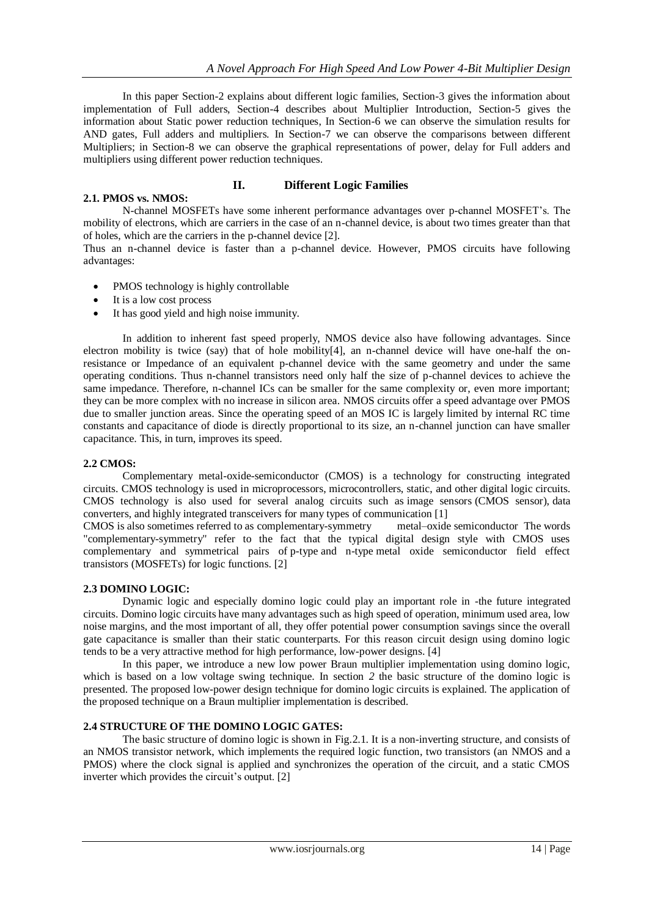In this paper Section-2 explains about different logic families, Section-3 gives the information about implementation of Full adders, Section-4 describes about Multiplier Introduction, Section-5 gives the information about Static power reduction techniques, In Section-6 we can observe the simulation results for AND gates, Full adders and multipliers. In Section-7 we can observe the comparisons between different Multipliers; in Section-8 we can observe the graphical representations of power, delay for Full adders and multipliers using different power reduction techniques.

## II. Different Logic Families

### 2.1. PMOS vs. NMOS:

N-channel MOSFETs have some inherent performance advantages over p-channel MOSFET's. The mobility of electrons, which are carriers in the case of an n-channel device, is about two times greater than that of holes, which are the carriers in the p-channel device [2].

Thus an n-channel device is faster than a p-channel device. However, PMOS circuits have following advantages:

- PMOS technology is highly controllable
- It is a low cost process
- It has good yield and high noise immunity.

In addition to inherent fast speed properly, NMOS device also have following advantages. Since electron mobility is twice (say) that of hole mobility[4], an n-channel device will have one-half the on-resistance or Impedance of an equivalent p-channel device with the same geometry and under the same operating conditions. Thus n-channel transistors need only half the size of p-channel devices to achieve the same impedance. Therefore, n-channel ICs can be smaller for the same complexity or, even more important; they can be more complex with no increase in silicon area. NMOS circuits offer a speed advantage over PMOS due to smaller junction areas. Since the operating speed of an MOS IC is largely limited by internal RC time constants and capacitance of diode is directly proportional to its size, an n-channel junction can have smaller capacitance. This, in turn, improves its speed.

### 2.2 CMOS:

Complementary metal-oxide-semiconductor (CMOS) is a technology for constructing integrated circuits. CMOS technology is used in microprocessors, microcontrollers, static, and other digital logic circuits. CMOS technology is also used for several analog circuits such as image sensors (CMOS sensor), data converters, and highly integrated transceivers for many types of communication [1]

CMOS is also sometimes referred to as complementary-symmetry metal–oxide semiconductor The words "complementary-symmetry" refer to the fact that the typical digital design style with CMOS uses complementary and symmetrical pairs of p-type and n-type metal oxide semiconductor field effect transistors (MOSFETs) for logic functions. [2]

### 2.3 DOMINO LOGIC:

Dynamic logic and especially domino logic could play an important role in -the future integrated circuits. Domino logic circuits have many advantages such as high speed of operation, minimum used area, low noise margins, and the most important of all, they offer potential power consumption savings since the overall gate capacitance is smaller than their static counterparts. For this reason circuit design using domino logic tends to be a very attractive method for high performance, low-power designs. [4]

In this paper, we introduce a new low power Braun multiplier implementation using domino logic, which is based on a low voltage swing technique. In section *2* the basic structure of the domino logic is presented. The proposed low-power design technique for domino logic circuits is explained. The application of the proposed technique on a Braun multiplier implementation is described.

### 2.4 STRUCTURE OF THE DOMINO LOGIC GATES:

The basic structure of domino logic is shown in Fig.2.1. It is a non-inverting structure, and consists of an NMOS transistor network, which implements the required logic function, two transistors (an NMOS and a PMOS) where the clock signal is applied and synchronizes the operation of the circuit, and a static CMOS inverter which provides the circuit's output. [2]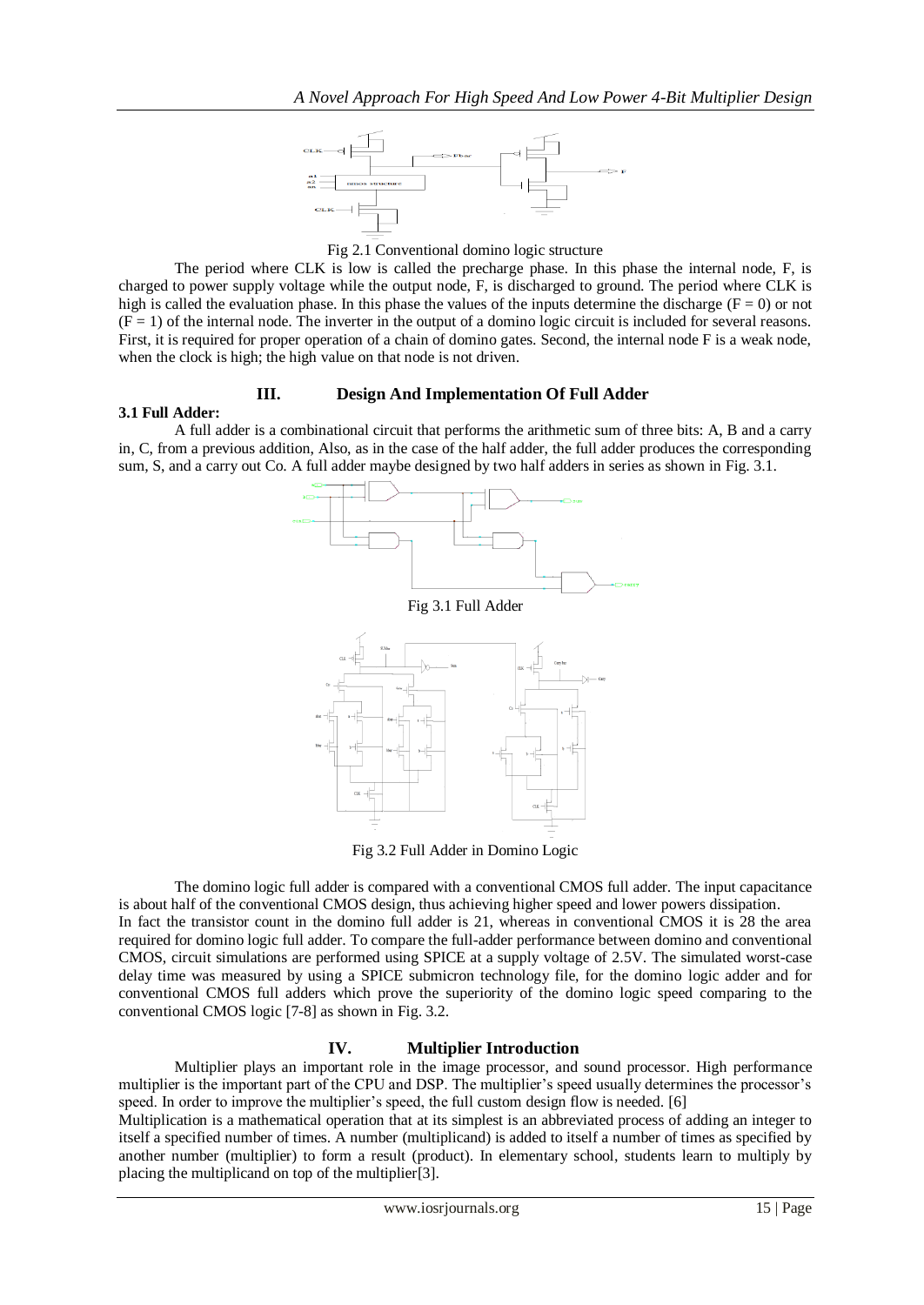Fig 2.1 Conventional domino logic structure

The period where CLK is low is called the precharge phase. In this phase the internal node, F, is charged to power supply voltage while the output node, F, is discharged to ground. The period where CLK is high is called the evaluation phase. In this phase the values of the inputs determine the discharge (F = 0) or not (F = 1) of the internal node. The inverter in the output of a domino logic circuit is included for several reasons. First, it is required for proper operation of a chain of domino gates. Second, the internal node F is a weak node, when the clock is high; the high value on that node is not driven.

## III. Design And Implementation Of Full Adder

### 3.1 Full Adder:

A full adder is a combinational circuit that performs the arithmetic sum of three bits: A, B and a carry in, C, from a previous addition, Also, as in the case of the half adder, the full adder produces the corresponding sum, S, and a carry out Co. A full adder maybe designed by two half adders in series as shown in Fig. 3.1.

Fig 3.1 Full Adder

Fig 3.2 Full Adder in Domino Logic

The domino logic full adder is compared with a conventional CMOS full adder. The input capacitance is about half of the conventional CMOS design, thus achieving higher speed and lower powers dissipation.
In fact the transistor count in the domino full adder is 21, whereas in conventional CMOS it is 28 the area required for domino logic full adder. To compare the full-adder performance between domino and conventional CMOS, circuit simulations are performed using SPICE at a supply voltage of 2.5V. The simulated worst-case delay time was measured by using a SPICE submicron technology file, for the domino logic adder and for conventional CMOS full adders which prove the superiority of the domino logic speed comparing to the conventional CMOS logic [7-8] as shown in Fig. 3.2.

## IV. Multiplier Introduction

Multiplier plays an important role in the image processor, and sound processor. High performance multiplier is the important part of the CPU and DSP. The multiplier's speed usually determines the processor's speed. In order to improve the multiplier's speed, the full custom design flow is needed. [6]
Multiplication is a mathematical operation that at its simplest is an abbreviated process of adding an integer to itself a specified number of times. A number (multiplicand) is added to itself a number of times as specified by another number (multiplier) to form a result (product). In elementary school, students learn to multiply by placing the multiplicand on top of the multiplier[3].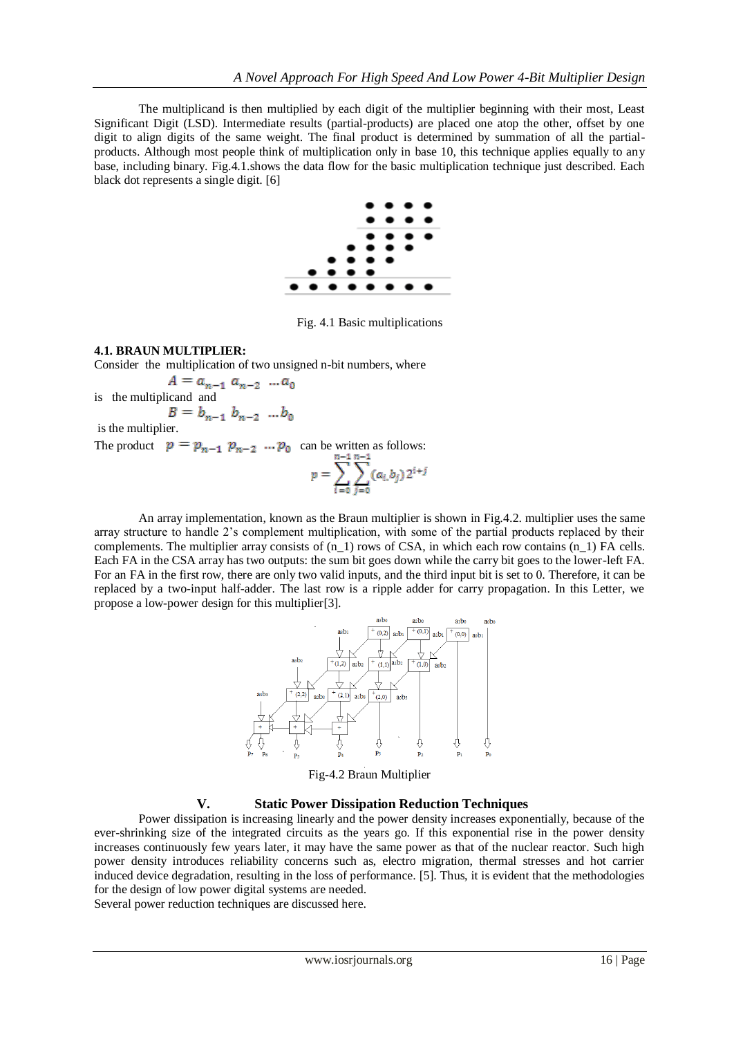The multiplicand is then multiplied by each digit of the multiplier beginning with their most, Least Significant Digit (LSD). Intermediate results (partial-products) are placed one atop the other, offset by one digit to align digits of the same weight. The final product is determined by summation of all the partial-products. Although most people think of multiplication only in base 10, this technique applies equally to any base, including binary. Fig.4.1.shows the data flow for the basic multiplication technique just described. Each black dot represents a single digit. [6]

Fig. 4.1 Basic multiplications

**4.1. BRAUN MULTIPLIER:**

Consider the multiplication of two unsigned n-bit numbers, where

$$A = a_{n-1}\ a_{n-2}\ \dots a_0$$

is the multiplicand and

$$B = b_{n-1}\ b_{n-2}\ \dots b_0$$

is the multiplier.

The product $p = p_{n-1}\ p_{n-2}\ \dots p_0$ can be written as follows:

$$p = \sum_{i=0}^{n-1}\sum_{j=0}^{n-1}(a_i b_j)2^{i+j}$$

An array implementation, known as the Braun multiplier is shown in Fig.4.2. multiplier uses the same array structure to handle 2's complement multiplication, with some of the partial products replaced by their complements. The multiplier array consists of (n_1) rows of CSA, in which each row contains (n_1) FA cells. Each FA in the CSA array has two outputs: the sum bit goes down while the carry bit goes to the lower-left FA. For an FA in the first row, there are only two valid inputs, and the third input bit is set to 0. Therefore, it can be replaced by a two-input half-adder. The last row is a ripple adder for carry propagation. In this Letter, we propose a low-power design for this multiplier[3].

Fig-4.2 Braun Multiplier

## V. Static Power Dissipation Reduction Techniques

Power dissipation is increasing linearly and the power density increases exponentially, because of the ever-shrinking size of the integrated circuits as the years go. If this exponential rise in the power density increases continuously few years later, it may have the same power as that of the nuclear reactor. Such high power density introduces reliability concerns such as, electro migration, thermal stresses and hot carrier induced device degradation, resulting in the loss of performance. [5]. Thus, it is evident that the methodologies for the design of low power digital systems are needed.

Several power reduction techniques are discussed here.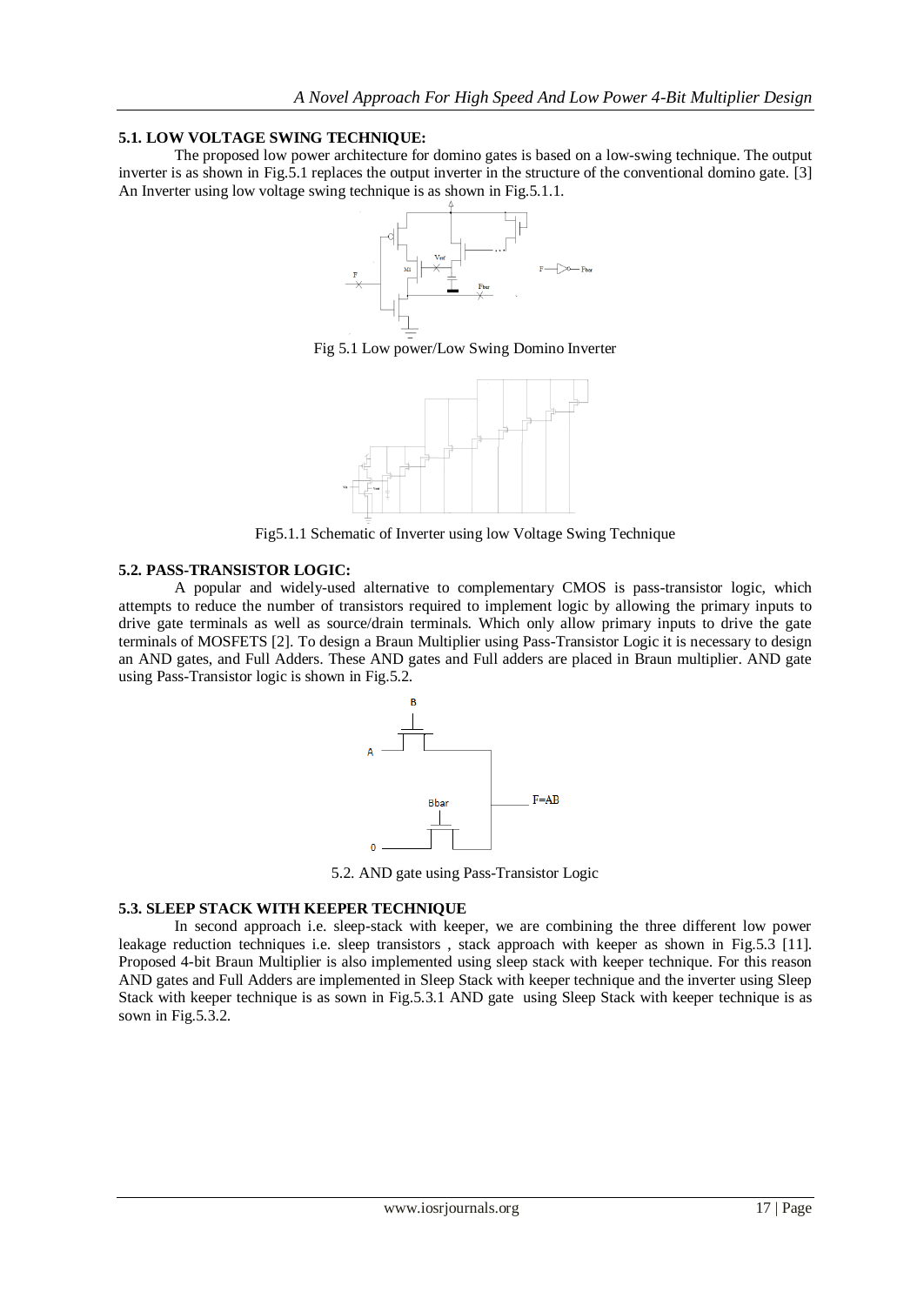### 5.1. LOW VOLTAGE SWING TECHNIQUE:

The proposed low power architecture for domino gates is based on a low-swing technique. The output inverter is as shown in Fig.5.1 replaces the output inverter in the structure of the conventional domino gate. [3] An Inverter using low voltage swing technique is as shown in Fig.5.1.1.

Fig 5.1 Low power/Low Swing Domino Inverter

Fig5.1.1 Schematic of Inverter using low Voltage Swing Technique

### 5.2. PASS-TRANSISTOR LOGIC:

A popular and widely-used alternative to complementary CMOS is pass-transistor logic, which attempts to reduce the number of transistors required to implement logic by allowing the primary inputs to drive gate terminals as well as source/drain terminals. Which only allow primary inputs to drive the gate terminals of MOSFETS [2]. To design a Braun Multiplier using Pass-Transistor Logic it is necessary to design an AND gates, and Full Adders. These AND gates and Full adders are placed in Braun multiplier. AND gate using Pass-Transistor logic is shown in Fig.5.2.

5.2. AND gate using Pass-Transistor Logic

### 5.3. SLEEP STACK WITH KEEPER TECHNIQUE

In second approach i.e. sleep-stack with keeper, we are combining the three different low power leakage reduction techniques i.e. sleep transistors , stack approach with keeper as shown in Fig.5.3 [11]. Proposed 4-bit Braun Multiplier is also implemented using sleep stack with keeper technique. For this reason AND gates and Full Adders are implemented in Sleep Stack with keeper technique and the inverter using Sleep Stack with keeper technique is as sown in Fig.5.3.1 AND gate using Sleep Stack with keeper technique is as sown in Fig.5.3.2.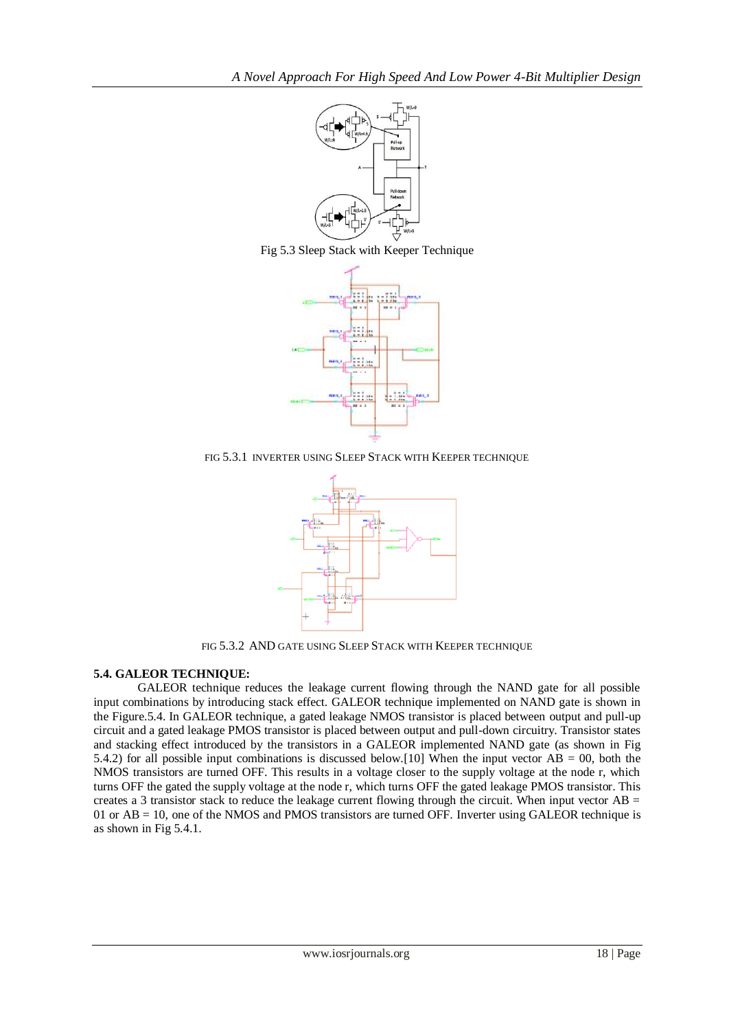Fig 5.3 Sleep Stack with Keeper Technique

FIG 5.3.1 INVERTER USING SLEEP STACK WITH KEEPER TECHNIQUE

FIG 5.3.2 AND GATE USING SLEEP STACK WITH KEEPER TECHNIQUE

### 5.4. GALEOR TECHNIQUE:

GALEOR technique reduces the leakage current flowing through the NAND gate for all possible input combinations by introducing stack effect. GALEOR technique implemented on NAND gate is shown in the Figure.5.4. In GALEOR technique, a gated leakage NMOS transistor is placed between output and pull-up circuit and a gated leakage PMOS transistor is placed between output and pull-down circuitry. Transistor states and stacking effect introduced by the transistors in a GALEOR implemented NAND gate (as shown in Fig 5.4.2) for all possible input combinations is discussed below.[10] When the input vector AB = 00, both the NMOS transistors are turned OFF. This results in a voltage closer to the supply voltage at the node r, which turns OFF the gated the supply voltage at the node r, which turns OFF the gated leakage PMOS transistor. This creates a 3 transistor stack to reduce the leakage current flowing through the circuit. When input vector AB = 01 or AB = 10, one of the NMOS and PMOS transistors are turned OFF. Inverter using GALEOR technique is as shown in Fig 5.4.1.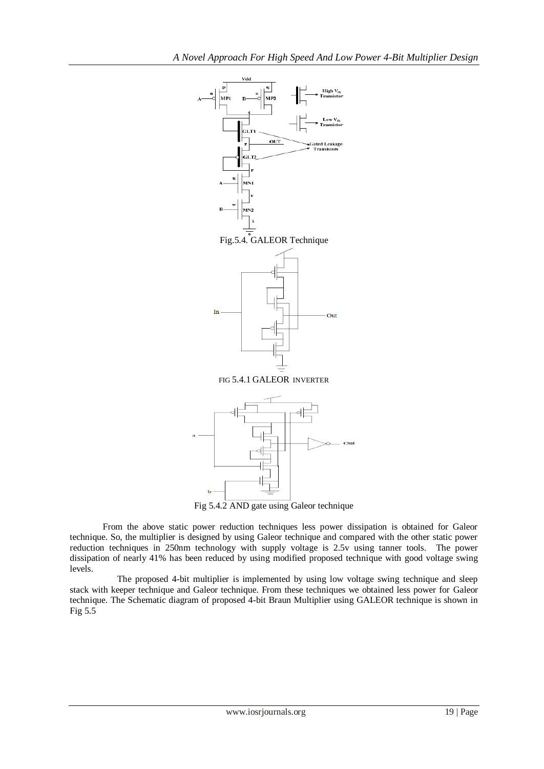Fig.5.4. GALEOR Technique

FIG 5.4.1 GALEOR INVERTER

Fig 5.4.2 AND gate using Galeor technique

From the above static power reduction techniques less power dissipation is obtained for Galeor technique. So, the multiplier is designed by using Galeor technique and compared with the other static power reduction techniques in 250nm technology with supply voltage is 2.5v using tanner tools. The power dissipation of nearly 41% has been reduced by using modified proposed technique with good voltage swing levels.

The proposed 4-bit multiplier is implemented by using low voltage swing technique and sleep stack with keeper technique and Galeor technique. From these techniques we obtained less power for Galeor technique. The Schematic diagram of proposed 4-bit Braun Multiplier using GALEOR technique is shown in Fig 5.5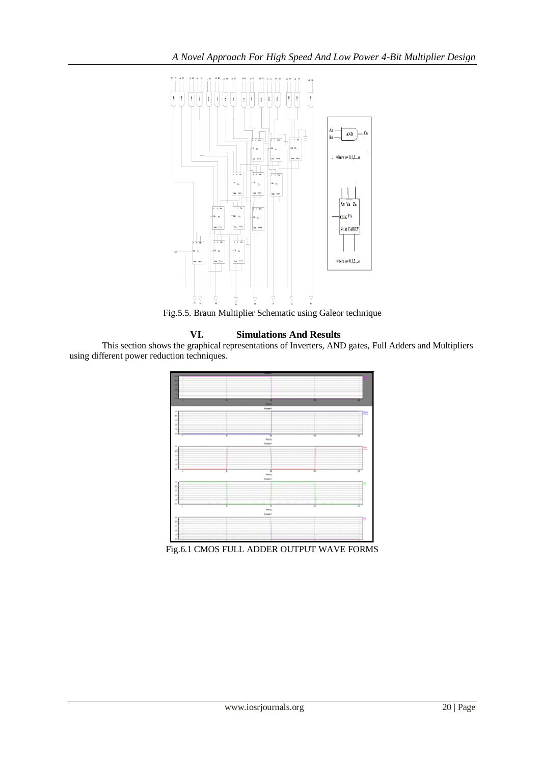Fig.5.5. Braun Multiplier Schematic using Galeor technique

## VI. Simulations And Results

This section shows the graphical representations of Inverters, AND gates, Full Adders and Multipliers using different power reduction techniques.

Fig.6.1 CMOS FULL ADDER OUTPUT WAVE FORMS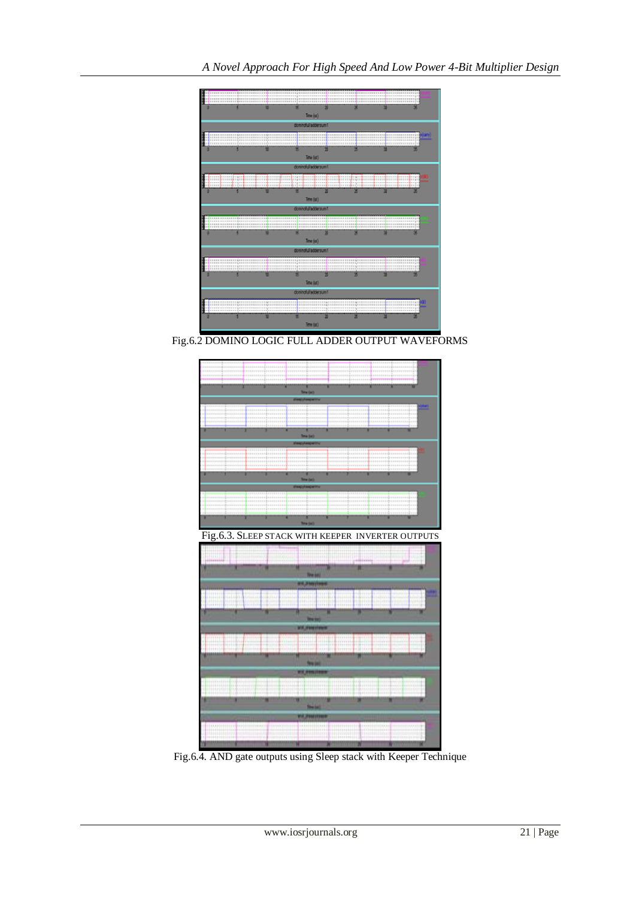Fig.6.2 DOMINO LOGIC FULL ADDER OUTPUT WAVEFORMS

Fig.6.3. SLEEP STACK WITH KEEPER INVERTER OUTPUTS

Fig.6.4. AND gate outputs using Sleep stack with Keeper Technique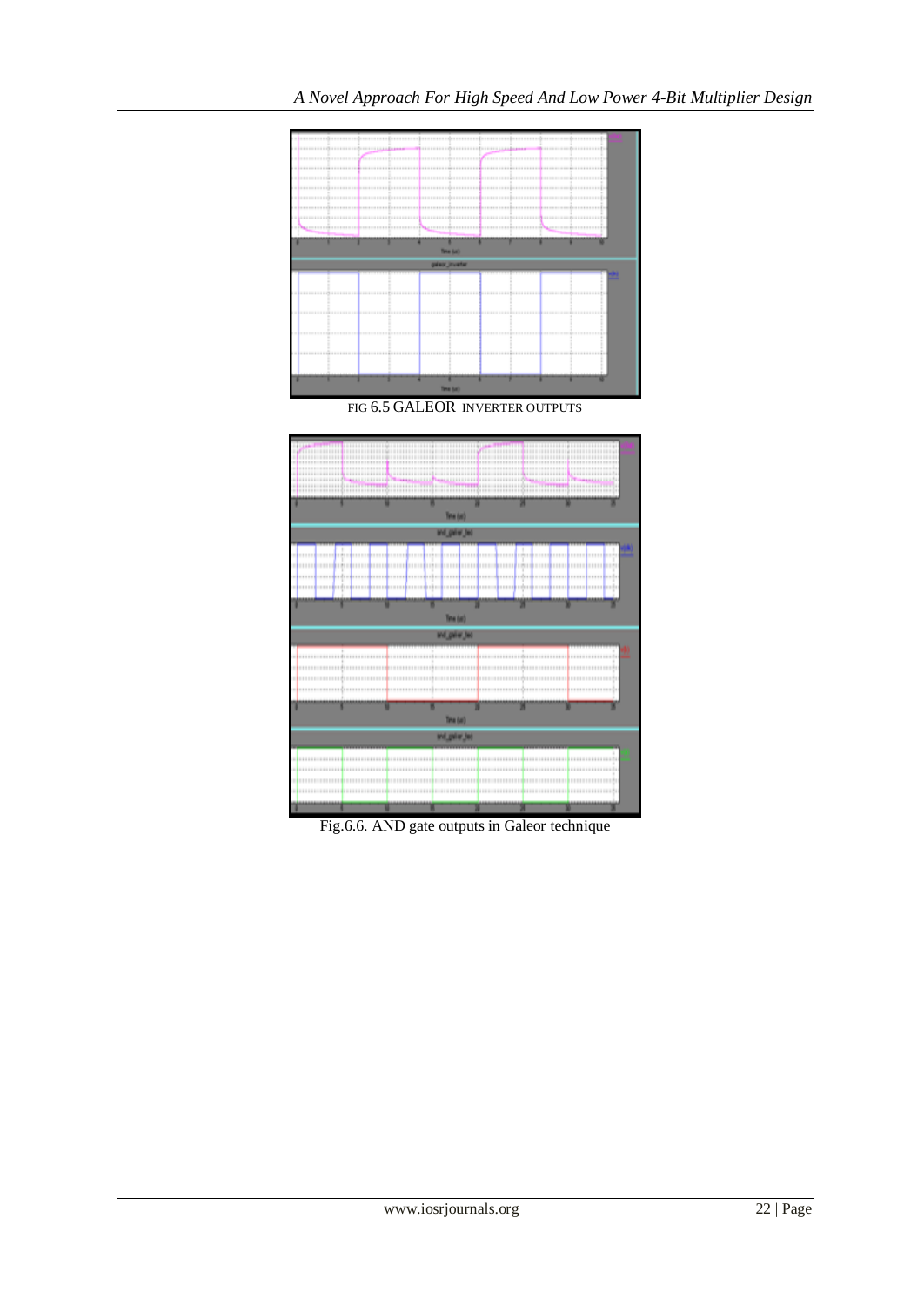FIG 6.5 GALEOR INVERTER OUTPUTS

Fig.6.6. AND gate outputs in Galeor technique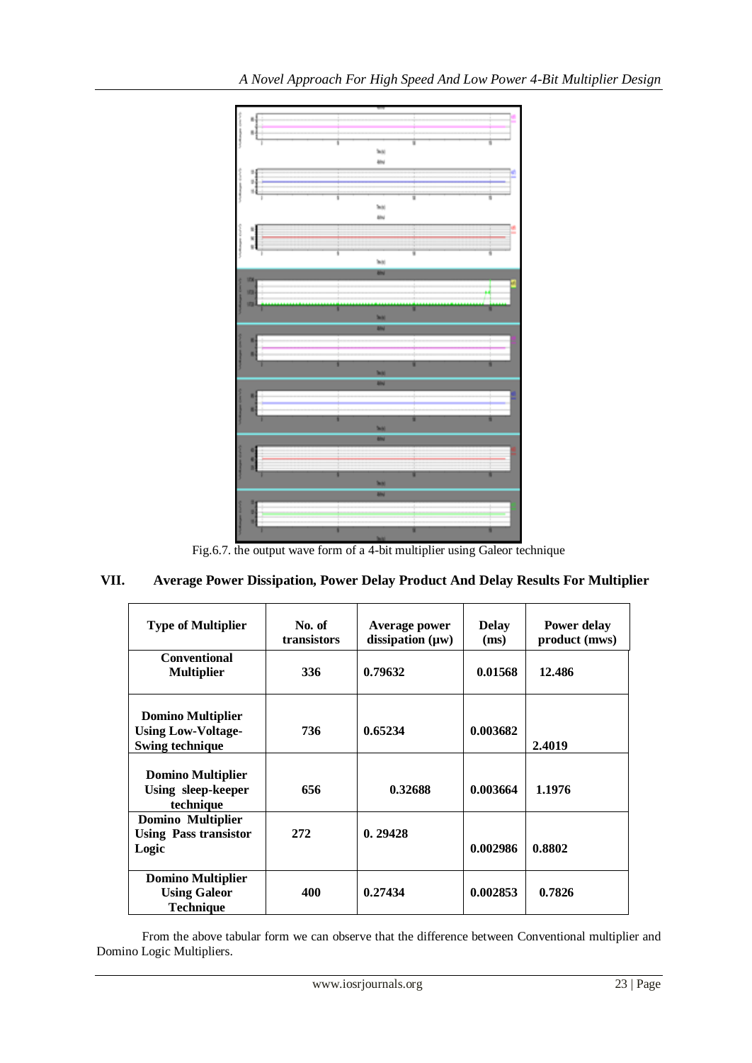Fig.6.7. the output wave form of a 4-bit multiplier using Galeor technique

## VII. Average Power Dissipation, Power Delay Product And Delay Results For Multiplier

| Type of Multiplier | No. of transistors | Average power dissipation (µw) | Delay (ms) | Power delay product (mws) |
|---|---|---|---|---|
| **Conventional Multiplier** | **336** | **0.79632** | **0.01568** | **12.486** |
| **Domino Multiplier Using Low-Voltage-Swing technique** | **736** | **0.65234** | **0.003682** | **2.4019** |
| **Domino Multiplier Using sleep-keeper technique** | **656** | **0.32688** | **0.003664** | **1.1976** |
| **Domino Multiplier Using Pass transistor Logic** | **272** | **0. 29428** | **0.002986** | **0.8802** |
| **Domino Multiplier Using Galeor Technique** | **400** | **0.27434** | **0.002853** | **0.7826** |

From the above tabular form we can observe that the difference between Conventional multiplier and Domino Logic Multipliers.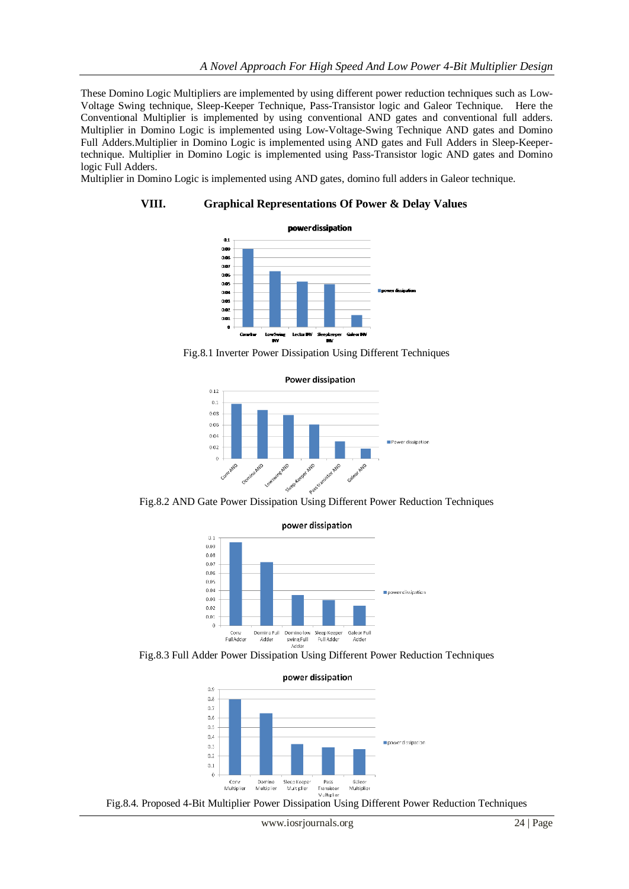These Domino Logic Multipliers are implemented by using different power reduction techniques such as Low-Voltage Swing technique, Sleep-Keeper Technique, Pass-Transistor logic and Galeor Technique. Here the Conventional Multiplier is implemented by using conventional AND gates and conventional full adders. Multiplier in Domino Logic is implemented using Low-Voltage-Swing Technique AND gates and Domino Full Adders.Multiplier in Domino Logic is implemented using AND gates and Full Adders in Sleep-Keeper-technique. Multiplier in Domino Logic is implemented using Pass-Transistor logic AND gates and Domino logic Full Adders.

Multiplier in Domino Logic is implemented using AND gates, domino full adders in Galeor technique.

## VIII. Graphical Representations Of Power & Delay Values

Fig.8.1 Inverter Power Dissipation Using Different Techniques

Fig.8.2 AND Gate Power Dissipation Using Different Power Reduction Techniques

Fig.8.3 Full Adder Power Dissipation Using Different Power Reduction Techniques

Fig.8.4. Proposed 4-Bit Multiplier Power Dissipation Using Different Power Reduction Techniques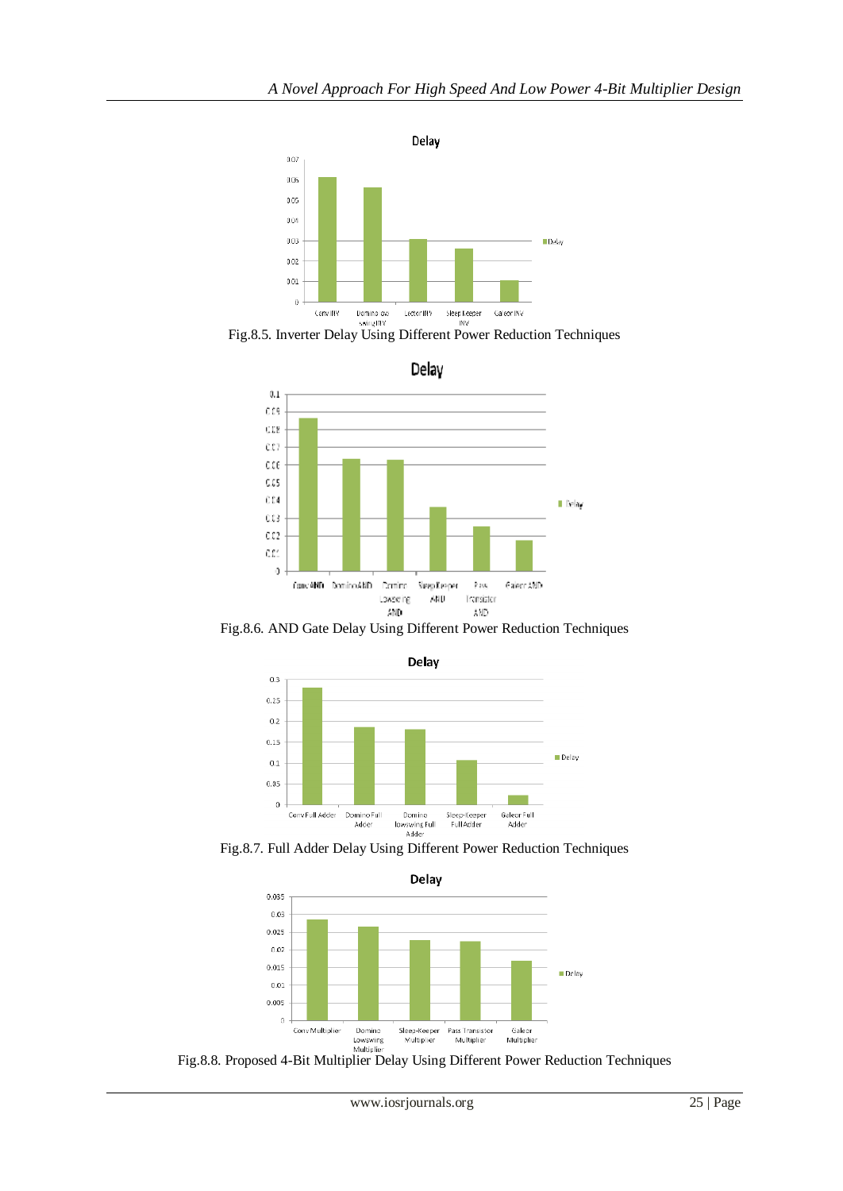Fig.8.5. Inverter Delay Using Different Power Reduction Techniques

Fig.8.6. AND Gate Delay Using Different Power Reduction Techniques

Fig.8.7. Full Adder Delay Using Different Power Reduction Techniques

Fig.8.8. Proposed 4-Bit Multiplier Delay Using Different Power Reduction Techniques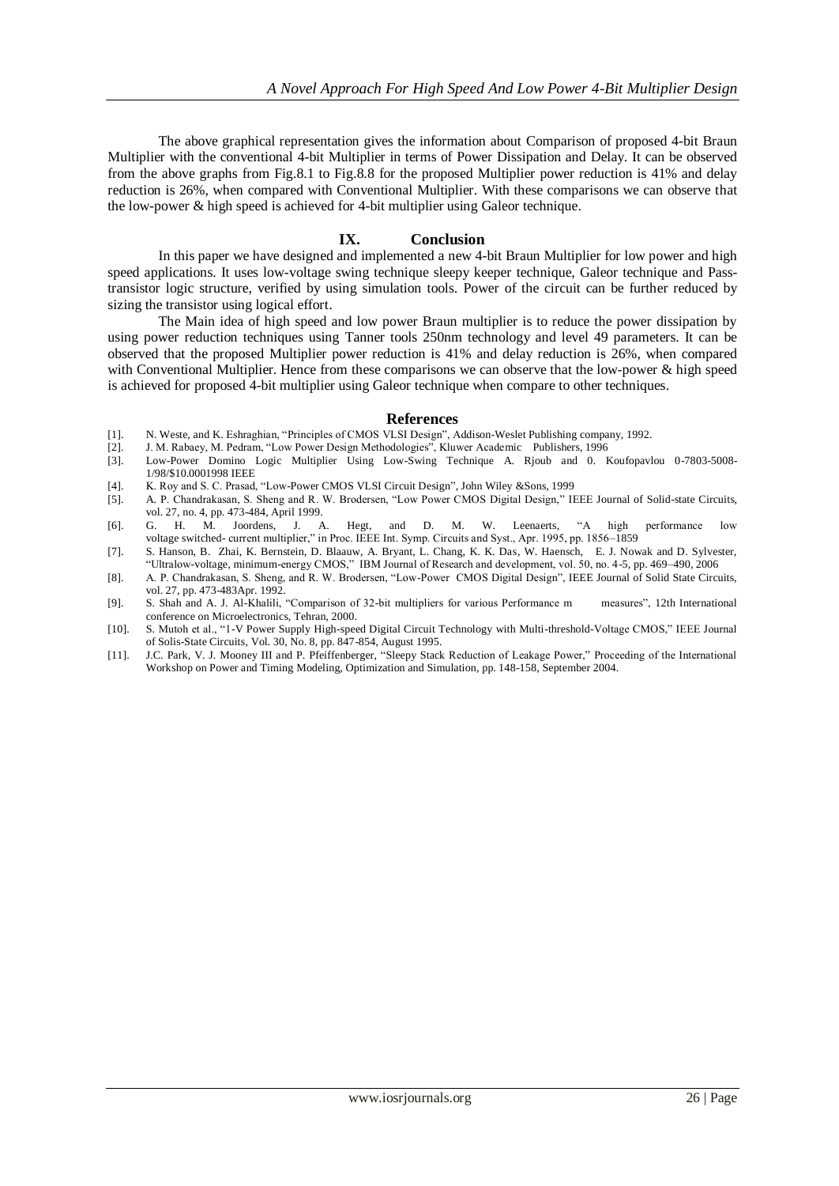The above graphical representation gives the information about Comparison of proposed 4-bit Braun Multiplier with the conventional 4-bit Multiplier in terms of Power Dissipation and Delay. It can be observed from the above graphs from Fig.8.1 to Fig.8.8 for the proposed Multiplier power reduction is 41% and delay reduction is 26%, when compared with Conventional Multiplier. With these comparisons we can observe that the low-power & high speed is achieved for 4-bit multiplier using Galeor technique.

## IX. Conclusion

In this paper we have designed and implemented a new 4-bit Braun Multiplier for low power and high speed applications. It uses low-voltage swing technique sleepy keeper technique, Galeor technique and Pass-transistor logic structure, verified by using simulation tools. Power of the circuit can be further reduced by sizing the transistor using logical effort.

The Main idea of high speed and low power Braun multiplier is to reduce the power dissipation by using power reduction techniques using Tanner tools 250nm technology and level 49 parameters. It can be observed that the proposed Multiplier power reduction is 41% and delay reduction is 26%, when compared with Conventional Multiplier. Hence from these comparisons we can observe that the low-power & high speed is achieved for proposed 4-bit multiplier using Galeor technique when compare to other techniques.

## References

[1]. N. Weste, and K. Eshraghian, "Principles of CMOS VLSI Design", Addison-Weslet Publishing company, 1992.

[2]. J. M. Rabaey, M. Pedram, "Low Power Design Methodologies", Kluwer Academic Publishers, 1996

[3]. Low-Power Domino Logic Multiplier Using Low-Swing Technique A. Rjoub and 0. Koufopavlou 0-7803-5008-1/98/$10.0001998 IEEE

[4]. K. Roy and S. C. Prasad, "Low-Power CMOS VLSI Circuit Design", John Wiley &Sons, 1999

[5]. A. P. Chandrakasan, S. Sheng and R. W. Brodersen, "Low Power CMOS Digital Design," IEEE Journal of Solid-state Circuits, vol. 27, no. 4, pp. 473-484, April 1999.

[6]. G. H. M. Joordens, J. A. Hegt, and D. M. W. Leenaerts, "A high performance low voltage switched- current multiplier," in Proc. IEEE Int. Symp. Circuits and Syst., Apr. 1995, pp. 1856–1859

[7]. S. Hanson, B. Zhai, K. Bernstein, D. Blaauw, A. Bryant, L. Chang, K. K. Das, W. Haensch, E. J. Nowak and D. Sylvester, "Ultralow-voltage, minimum-energy CMOS," IBM Journal of Research and development, vol. 50, no. 4-5, pp. 469–490, 2006

[8]. A. P. Chandrakasan, S. Sheng, and R. W. Brodersen, "Low-Power CMOS Digital Design", IEEE Journal of Solid State Circuits, vol. 27, pp. 473-483Apr. 1992.

[9]. S. Shah and A. J. Al-Khalili, "Comparison of 32-bit multipliers for various Performance m measures", 12th International conference on Microelectronics, Tehran, 2000.

[10]. S. Mutoh et al., "1-V Power Supply High-speed Digital Circuit Technology with Multi-threshold-Voltage CMOS," IEEE Journal of Solis-State Circuits, Vol. 30, No. 8, pp. 847-854, August 1995.

[11]. J.C. Park, V. J. Mooney III and P. Pfeiffenberger, "Sleepy Stack Reduction of Leakage Power," Proceeding of the International Workshop on Power and Timing Modeling, Optimization and Simulation, pp. 148-158, September 2004.